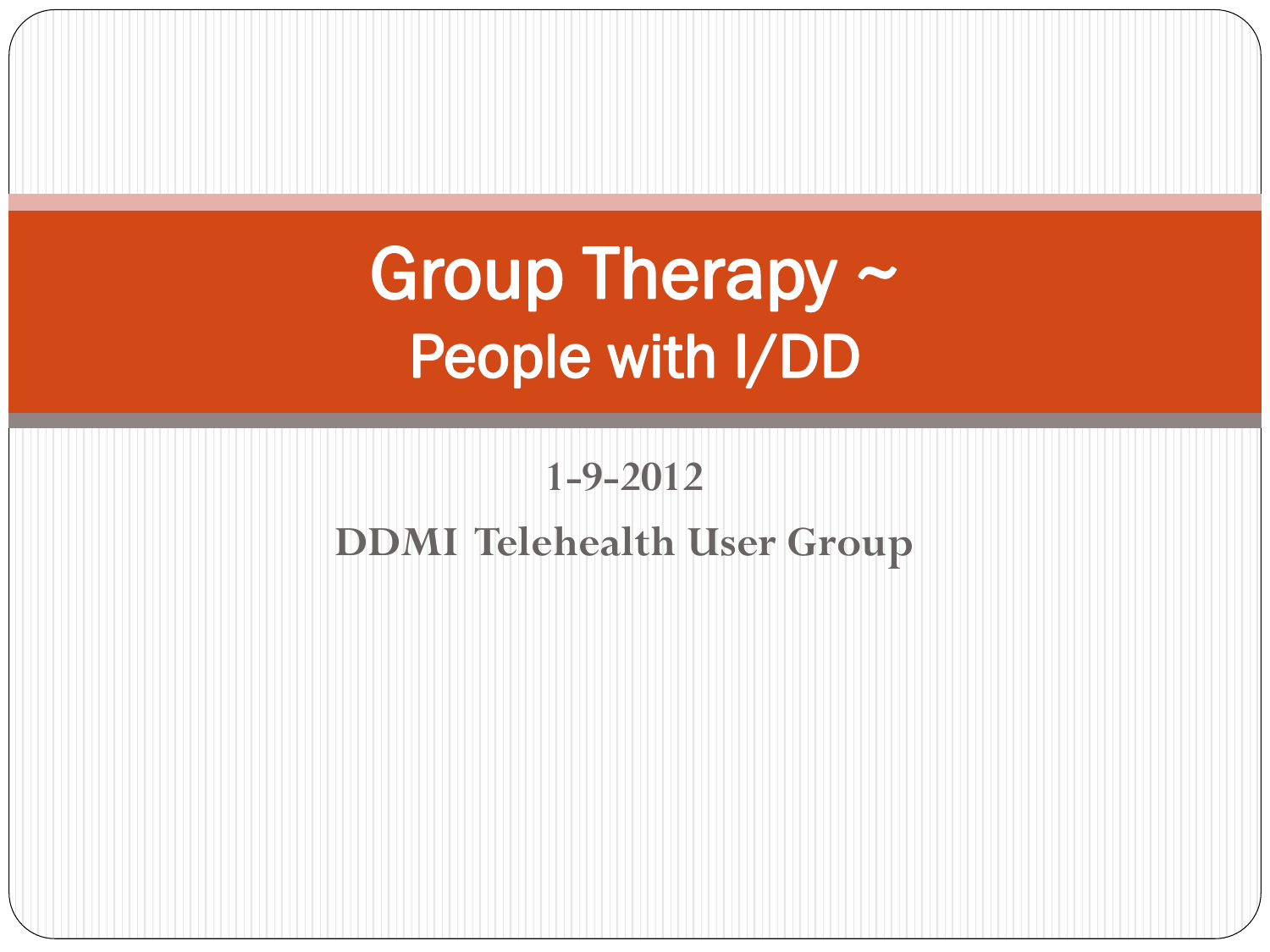# Group Therapy ~ People with I/DD

**1-9-2012**

**DDMI Telehealth User Group**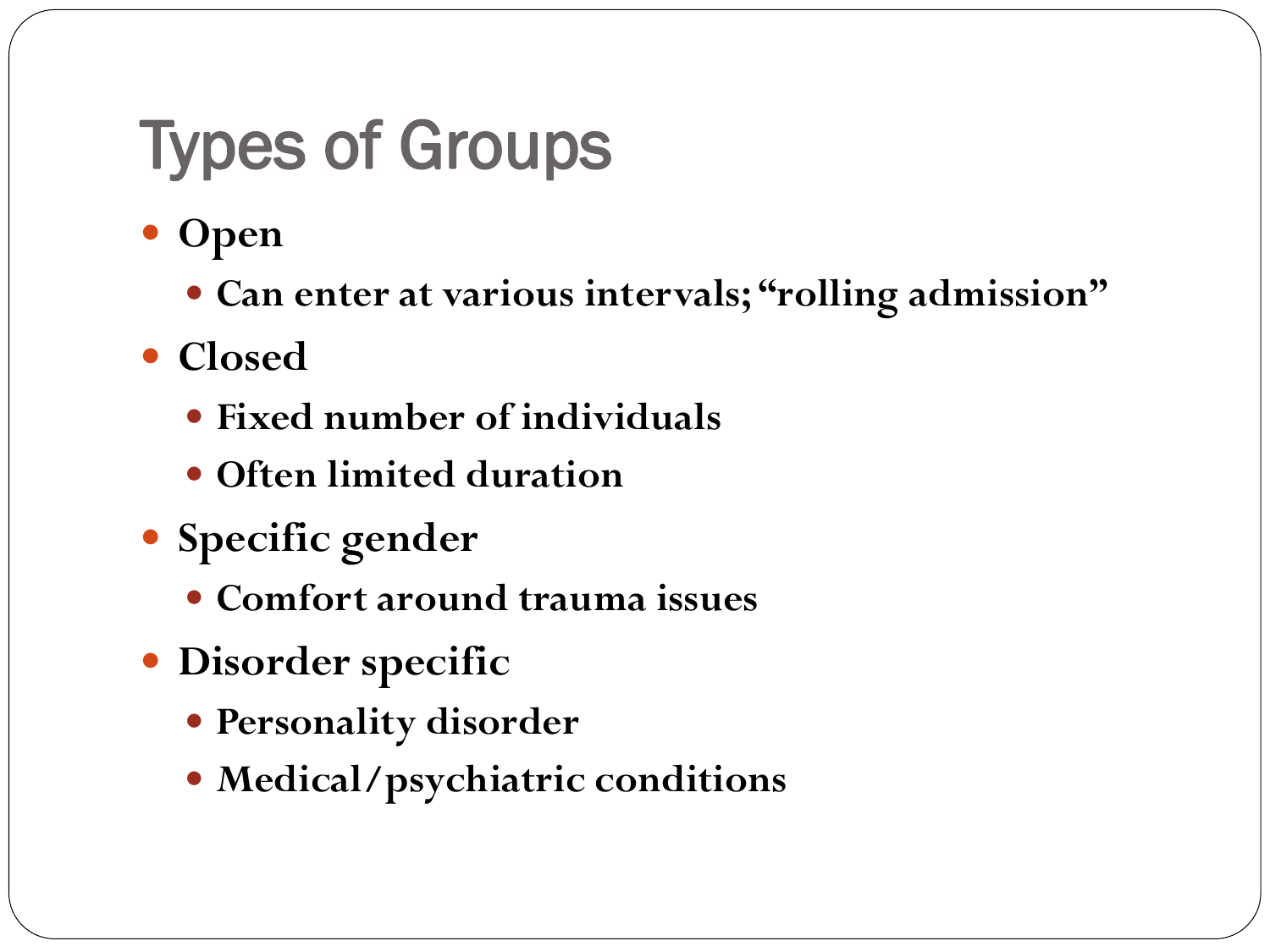# Types of Groups

- **Open**
  - **Can enter at various intervals; "rolling admission"**
- **Closed**
  - **Fixed number of individuals**
  - **Often limited duration**
- **Specific gender**
  - **Comfort around trauma issues**
- **Disorder specific**
  - **Personality disorder**
  - **Medical/psychiatric conditions**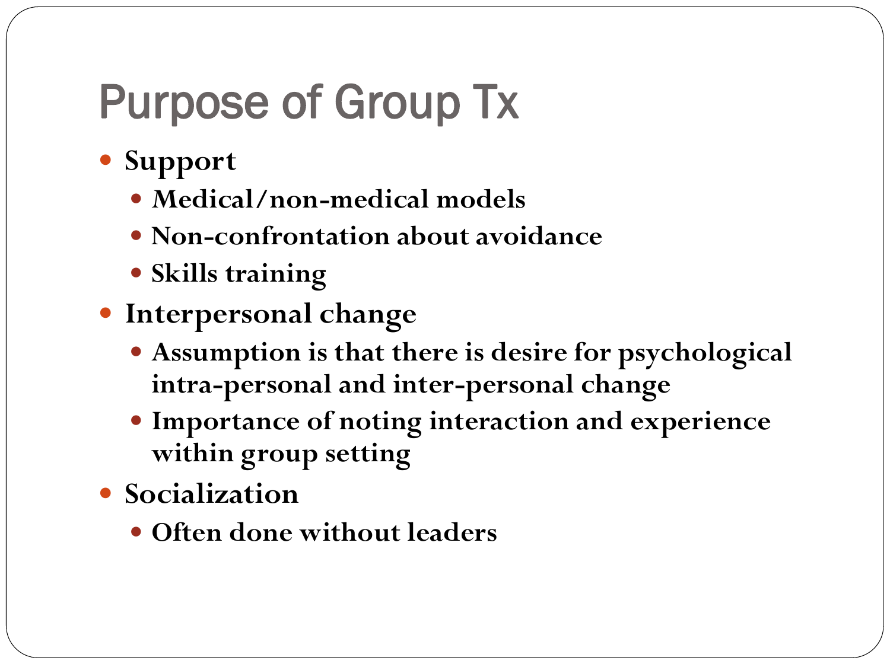# Purpose of Group Tx

- **Support**
  - **Medical/non-medical models**
  - **Non-confrontation about avoidance**
  - **Skills training**
- **Interpersonal change**
  - **Assumption is that there is desire for psychological intra-personal and inter-personal change**
  - **Importance of noting interaction and experience within group setting**
- **Socialization**
  - **Often done without leaders**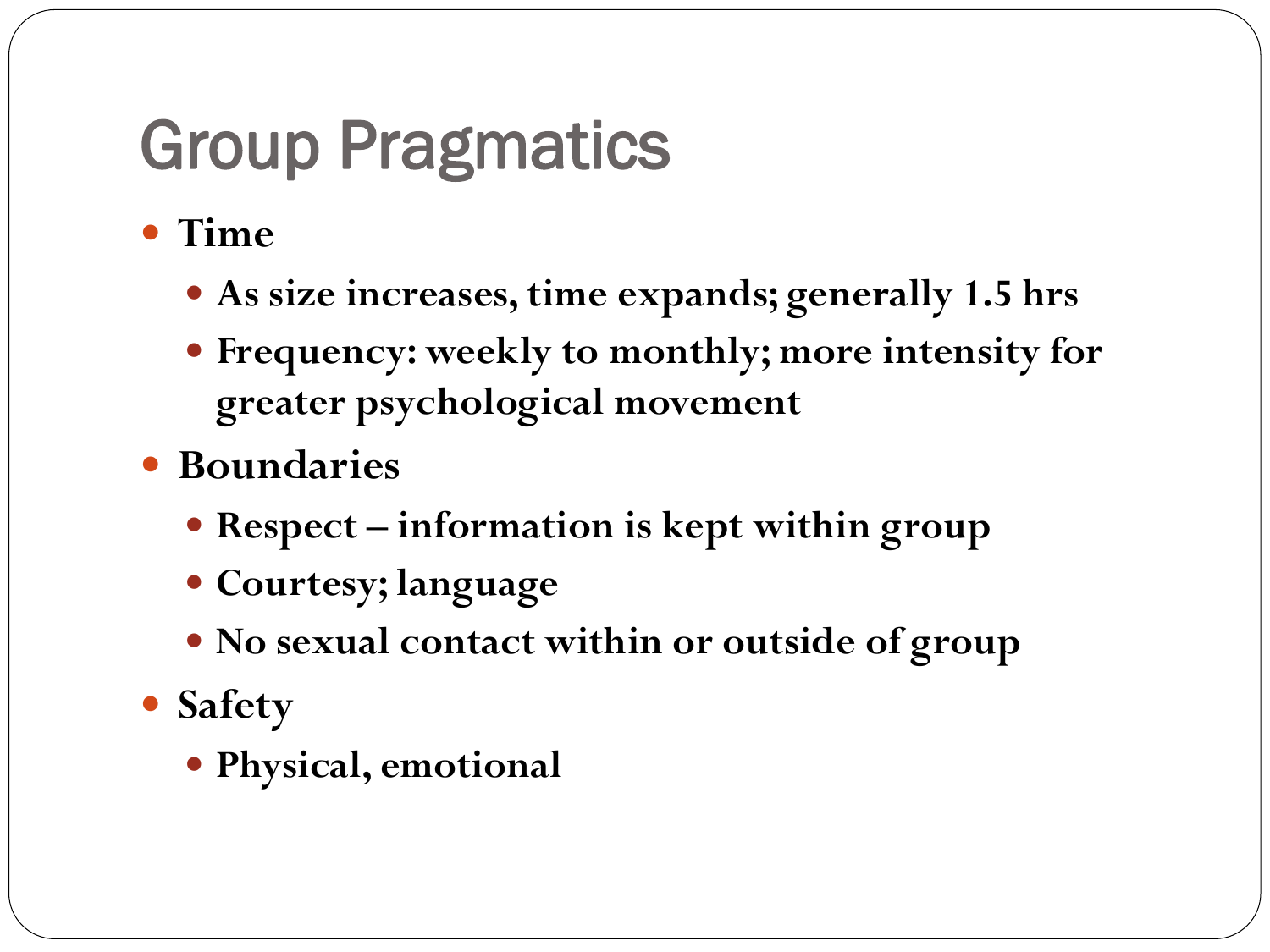# Group Pragmatics

- **Time**
  - **As size increases, time expands; generally 1.5 hrs**
  - **Frequency: weekly to monthly; more intensity for greater psychological movement**
- **Boundaries**
  - **Respect – information is kept within group**
  - **Courtesy; language**
  - **No sexual contact within or outside of group**
- **Safety**
  - **Physical, emotional**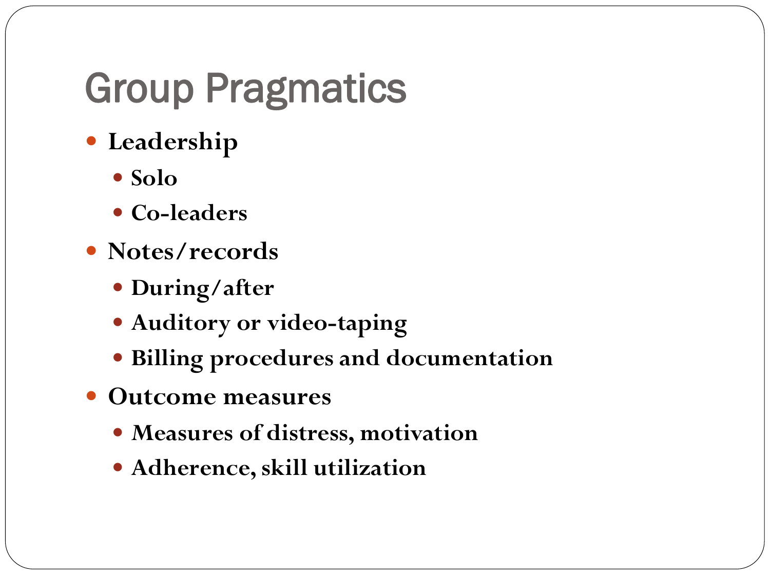# Group Pragmatics

- **Leadership**
  - **Solo**
  - **Co-leaders**
- **Notes/records**
  - **During/after**
  - **Auditory or video-taping**
  - **Billing procedures and documentation**
- **Outcome measures**
  - **Measures of distress, motivation**
  - **Adherence, skill utilization**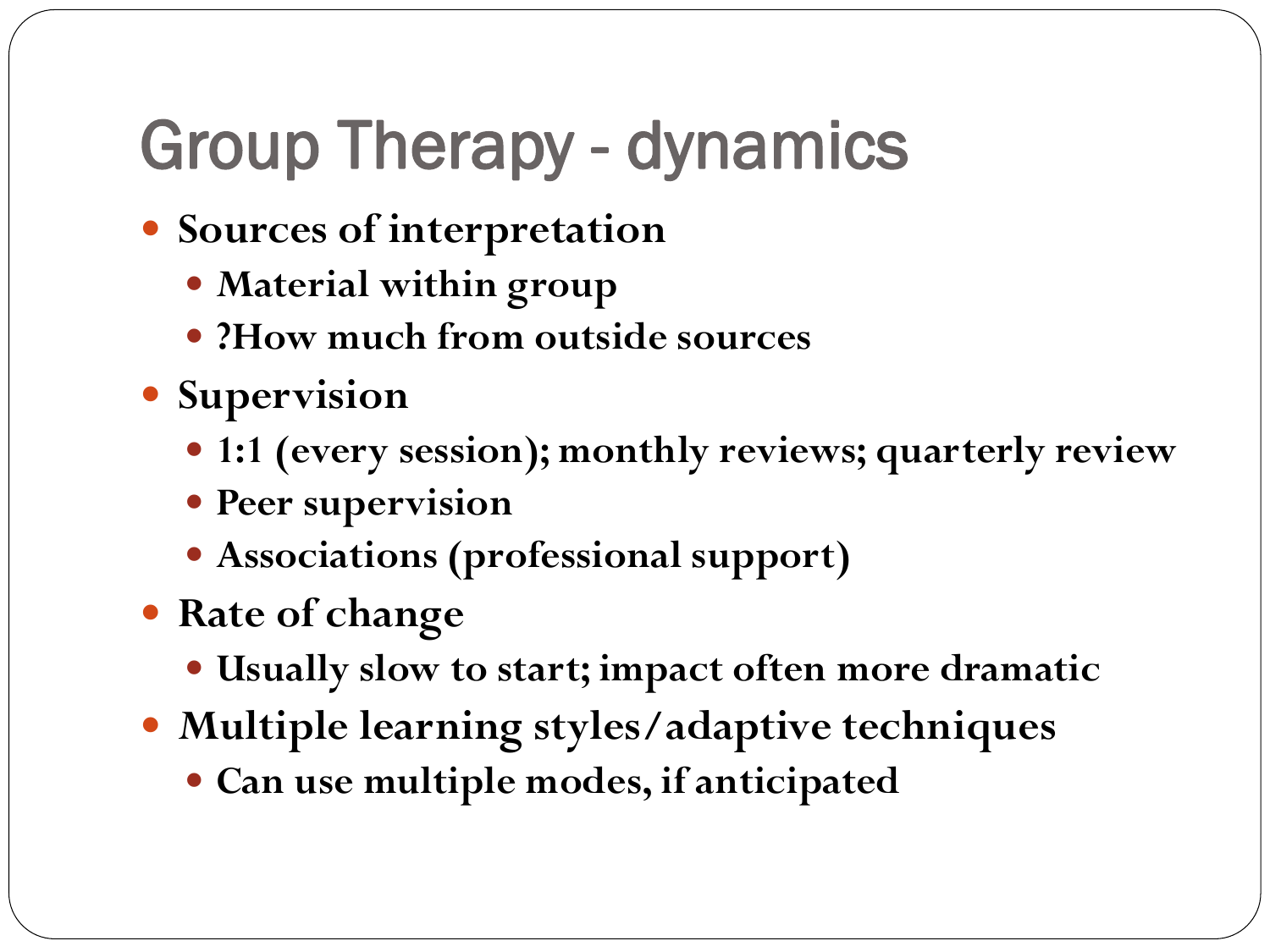# Group Therapy - dynamics

- **Sources of interpretation**
  - **Material within group**
  - **?How much from outside sources**
- **Supervision**
  - **1:1 (every session); monthly reviews; quarterly review**
  - **Peer supervision**
  - **Associations (professional support)**
- **Rate of change**
  - **Usually slow to start; impact often more dramatic**
- **Multiple learning styles/adaptive techniques**
  - **Can use multiple modes, if anticipated**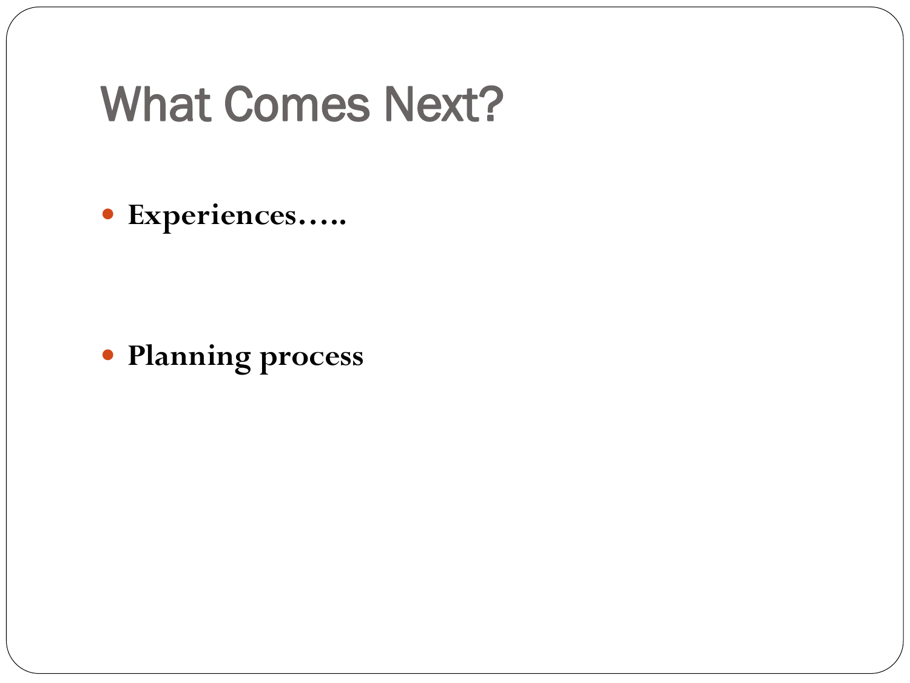# What Comes Next?

- **Experiences…..**

- **Planning process**